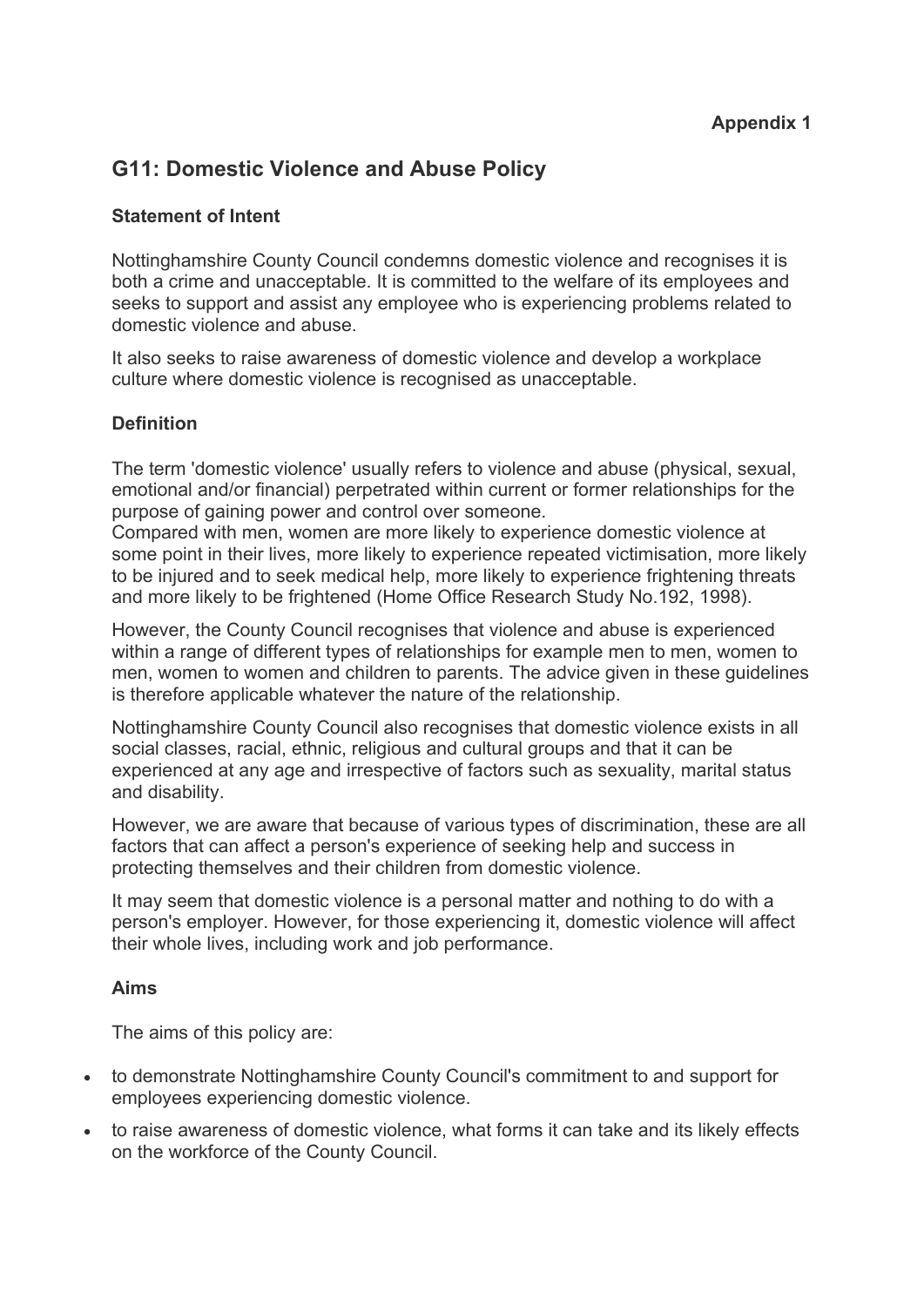**Appendix 1**

## G11: Domestic Violence and Abuse Policy

### Statement of Intent

Nottinghamshire County Council condemns domestic violence and recognises it is both a crime and unacceptable. It is committed to the welfare of its employees and seeks to support and assist any employee who is experiencing problems related to domestic violence and abuse.

It also seeks to raise awareness of domestic violence and develop a workplace culture where domestic violence is recognised as unacceptable.

### Definition

The term 'domestic violence' usually refers to violence and abuse (physical, sexual, emotional and/or financial) perpetrated within current or former relationships for the purpose of gaining power and control over someone.
Compared with men, women are more likely to experience domestic violence at some point in their lives, more likely to experience repeated victimisation, more likely to be injured and to seek medical help, more likely to experience frightening threats and more likely to be frightened (Home Office Research Study No.192, 1998).

However, the County Council recognises that violence and abuse is experienced within a range of different types of relationships for example men to men, women to men, women to women and children to parents. The advice given in these guidelines is therefore applicable whatever the nature of the relationship.

Nottinghamshire County Council also recognises that domestic violence exists in all social classes, racial, ethnic, religious and cultural groups and that it can be experienced at any age and irrespective of factors such as sexuality, marital status and disability.

However, we are aware that because of various types of discrimination, these are all factors that can affect a person's experience of seeking help and success in protecting themselves and their children from domestic violence.

It may seem that domestic violence is a personal matter and nothing to do with a person's employer. However, for those experiencing it, domestic violence will affect their whole lives, including work and job performance.

### Aims

The aims of this policy are:

- to demonstrate Nottinghamshire County Council's commitment to and support for employees experiencing domestic violence.
- to raise awareness of domestic violence, what forms it can take and its likely effects on the workforce of the County Council.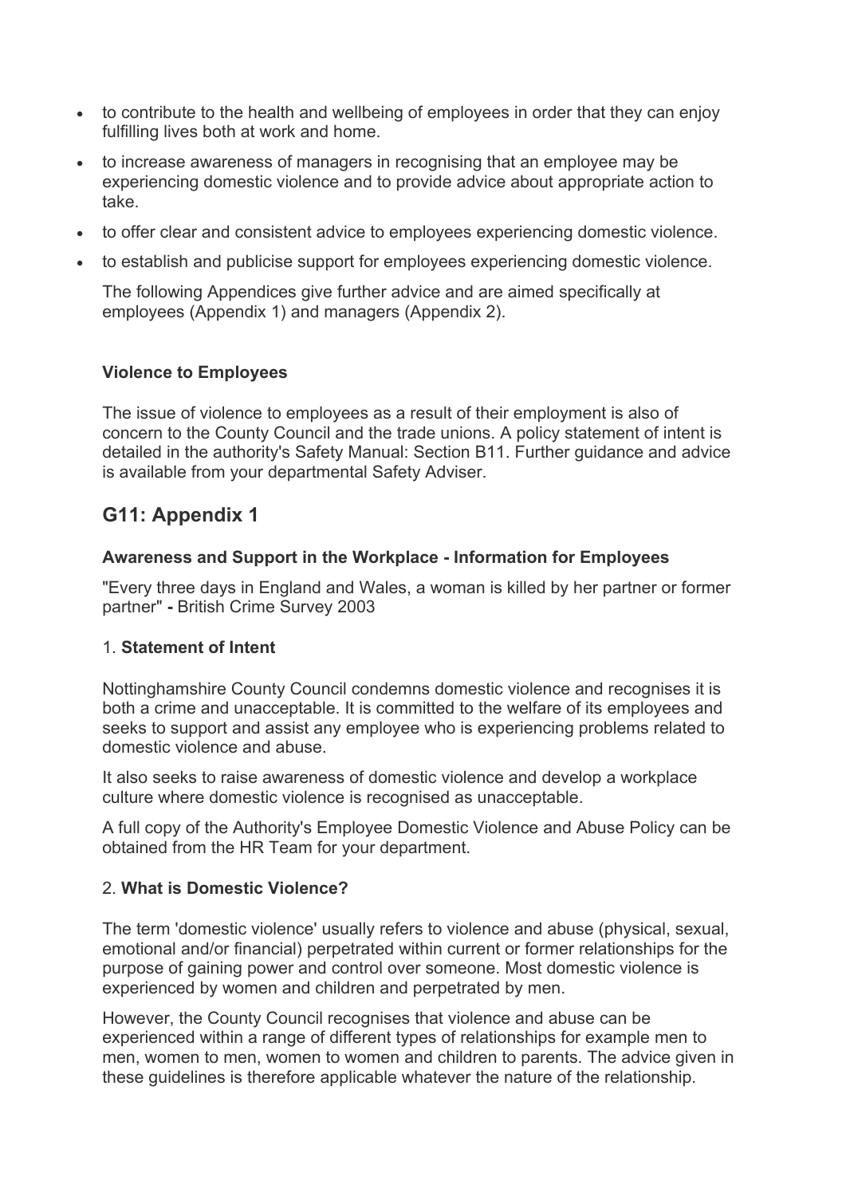- to contribute to the health and wellbeing of employees in order that they can enjoy fulfilling lives both at work and home.
- to increase awareness of managers in recognising that an employee may be experiencing domestic violence and to provide advice about appropriate action to take.
- to offer clear and consistent advice to employees experiencing domestic violence.
- to establish and publicise support for employees experiencing domestic violence.

The following Appendices give further advice and are aimed specifically at employees (Appendix 1) and managers (Appendix 2).

**Violence to Employees**

The issue of violence to employees as a result of their employment is also of concern to the County Council and the trade unions. A policy statement of intent is detailed in the authority's Safety Manual: Section B11. Further guidance and advice is available from your departmental Safety Adviser.

## G11: Appendix 1

**Awareness and Support in the Workplace - Information for Employees**

"Every three days in England and Wales, a woman is killed by her partner or former partner" **-** British Crime Survey 2003

1. **Statement of Intent**

Nottinghamshire County Council condemns domestic violence and recognises it is both a crime and unacceptable. It is committed to the welfare of its employees and seeks to support and assist any employee who is experiencing problems related to domestic violence and abuse.

It also seeks to raise awareness of domestic violence and develop a workplace culture where domestic violence is recognised as unacceptable.

A full copy of the Authority's Employee Domestic Violence and Abuse Policy can be obtained from the HR Team for your department.

2. **What is Domestic Violence?**

The term 'domestic violence' usually refers to violence and abuse (physical, sexual, emotional and/or financial) perpetrated within current or former relationships for the purpose of gaining power and control over someone. Most domestic violence is experienced by women and children and perpetrated by men.

However, the County Council recognises that violence and abuse can be experienced within a range of different types of relationships for example men to men, women to men, women to women and children to parents. The advice given in these guidelines is therefore applicable whatever the nature of the relationship.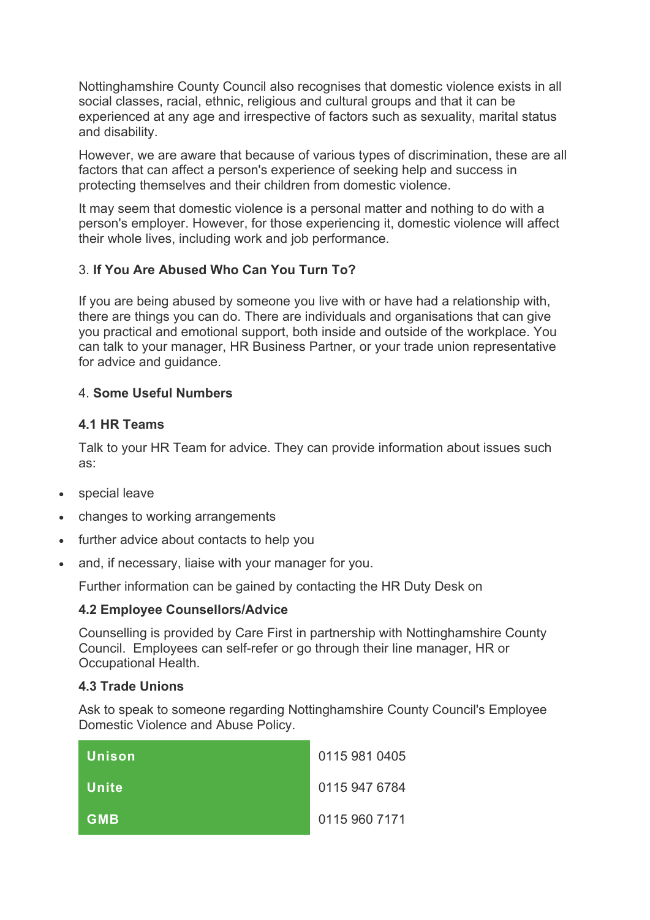Nottinghamshire County Council also recognises that domestic violence exists in all social classes, racial, ethnic, religious and cultural groups and that it can be experienced at any age and irrespective of factors such as sexuality, marital status and disability.

However, we are aware that because of various types of discrimination, these are all factors that can affect a person's experience of seeking help and success in protecting themselves and their children from domestic violence.

It may seem that domestic violence is a personal matter and nothing to do with a person's employer. However, for those experiencing it, domestic violence will affect their whole lives, including work and job performance.

## 3. If You Are Abused Who Can You Turn To?

If you are being abused by someone you live with or have had a relationship with, there are things you can do. There are individuals and organisations that can give you practical and emotional support, both inside and outside of the workplace. You can talk to your manager, HR Business Partner, or your trade union representative for advice and guidance.

## 4. Some Useful Numbers

### 4.1 HR Teams

Talk to your HR Team for advice. They can provide information about issues such as:

- special leave
- changes to working arrangements
- further advice about contacts to help you
- and, if necessary, liaise with your manager for you.

Further information can be gained by contacting the HR Duty Desk on

### 4.2 Employee Counsellors/Advice

Counselling is provided by Care First in partnership with Nottinghamshire County Council. Employees can self-refer or go through their line manager, HR or Occupational Health.

### 4.3 Trade Unions

Ask to speak to someone regarding Nottinghamshire County Council's Employee Domestic Violence and Abuse Policy.

| | |
|---|---|
| **Unison** | 0115 981 0405 |
| **Unite** | 0115 947 6784 |
| **GMB** | 0115 960 7171 |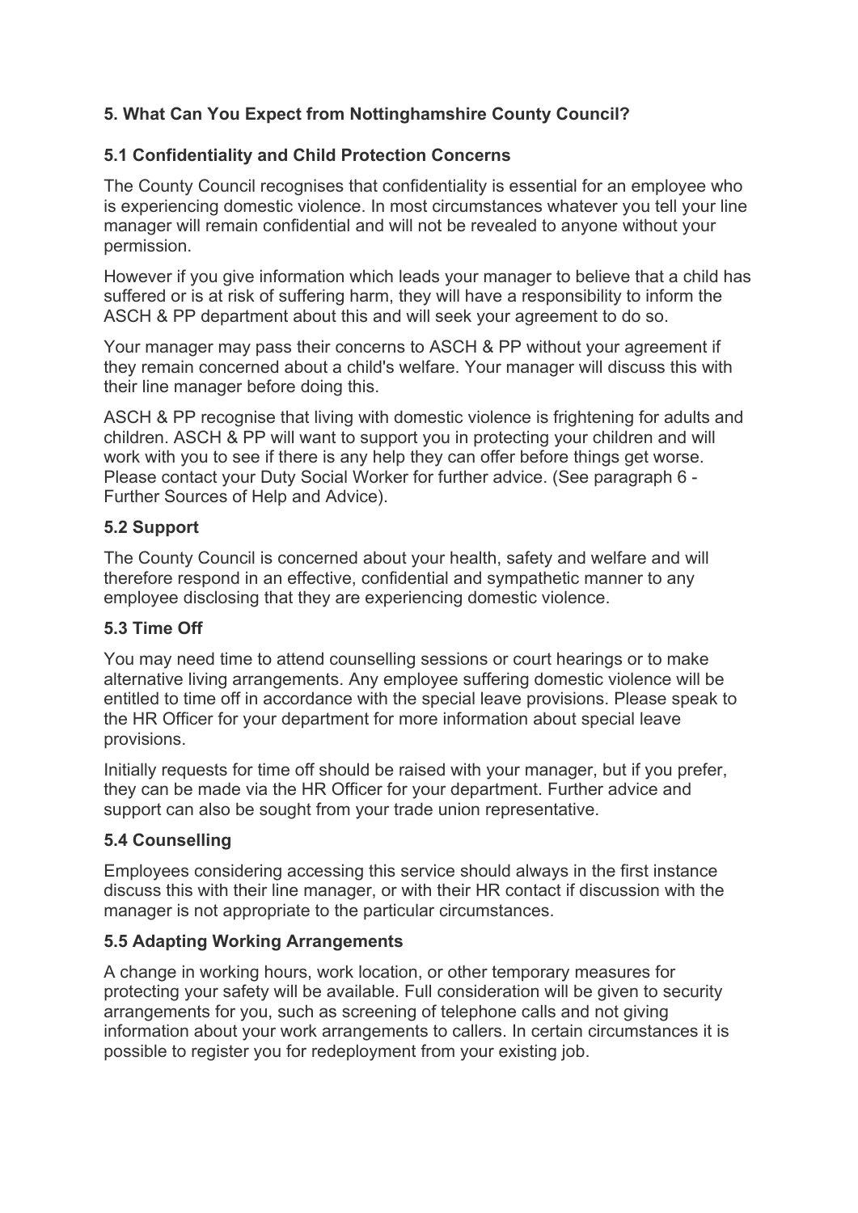## 5. What Can You Expect from Nottinghamshire County Council?

### 5.1 Confidentiality and Child Protection Concerns

The County Council recognises that confidentiality is essential for an employee who is experiencing domestic violence. In most circumstances whatever you tell your line manager will remain confidential and will not be revealed to anyone without your permission.

However if you give information which leads your manager to believe that a child has suffered or is at risk of suffering harm, they will have a responsibility to inform the ASCH & PP department about this and will seek your agreement to do so.

Your manager may pass their concerns to ASCH & PP without your agreement if they remain concerned about a child's welfare. Your manager will discuss this with their line manager before doing this.

ASCH & PP recognise that living with domestic violence is frightening for adults and children. ASCH & PP will want to support you in protecting your children and will work with you to see if there is any help they can offer before things get worse. Please contact your Duty Social Worker for further advice. (See paragraph 6 - Further Sources of Help and Advice).

### 5.2 Support

The County Council is concerned about your health, safety and welfare and will therefore respond in an effective, confidential and sympathetic manner to any employee disclosing that they are experiencing domestic violence.

### 5.3 Time Off

You may need time to attend counselling sessions or court hearings or to make alternative living arrangements. Any employee suffering domestic violence will be entitled to time off in accordance with the special leave provisions. Please speak to the HR Officer for your department for more information about special leave provisions.

Initially requests for time off should be raised with your manager, but if you prefer, they can be made via the HR Officer for your department. Further advice and support can also be sought from your trade union representative.

### 5.4 Counselling

Employees considering accessing this service should always in the first instance discuss this with their line manager, or with their HR contact if discussion with the manager is not appropriate to the particular circumstances.

### 5.5 Adapting Working Arrangements

A change in working hours, work location, or other temporary measures for protecting your safety will be available. Full consideration will be given to security arrangements for you, such as screening of telephone calls and not giving information about your work arrangements to callers. In certain circumstances it is possible to register you for redeployment from your existing job.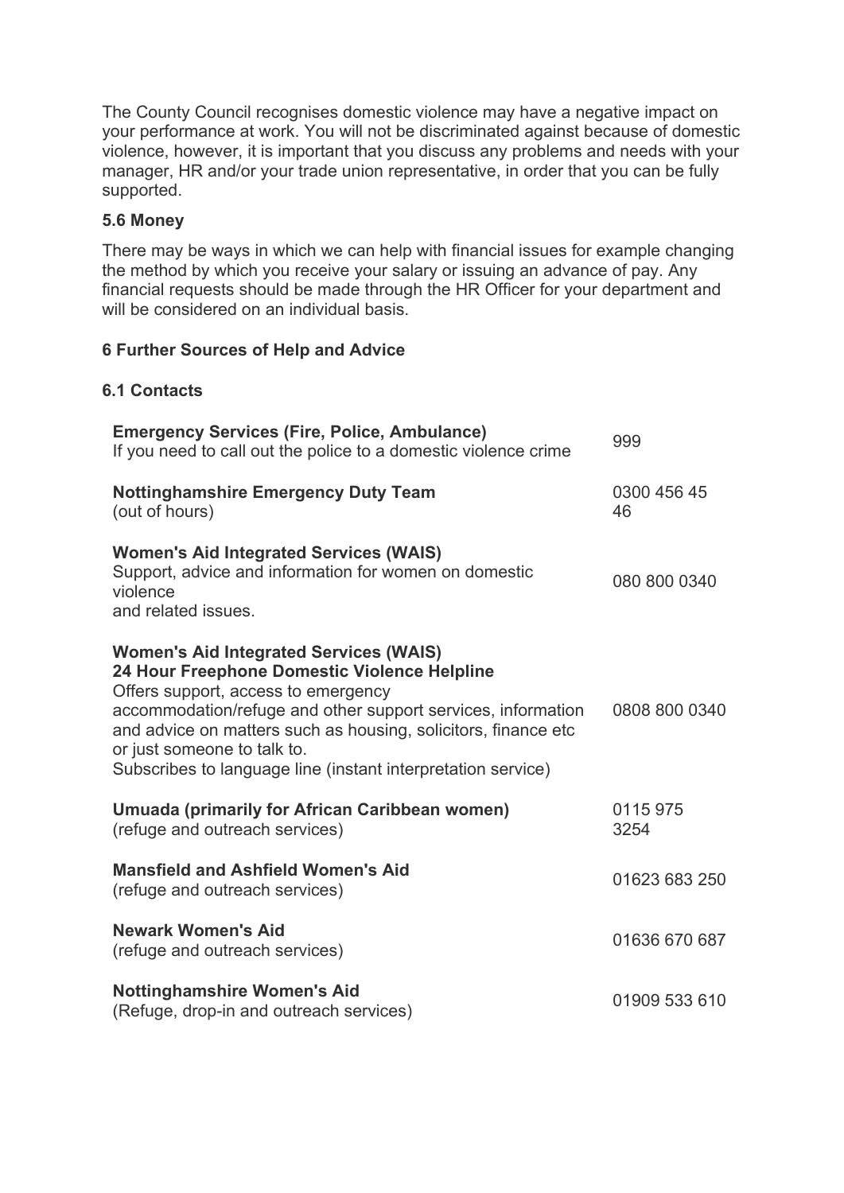The County Council recognises domestic violence may have a negative impact on your performance at work. You will not be discriminated against because of domestic violence, however, it is important that you discuss any problems and needs with your manager, HR and/or your trade union representative, in order that you can be fully supported.

### 5.6 Money

There may be ways in which we can help with financial issues for example changing the method by which you receive your salary or issuing an advance of pay. Any financial requests should be made through the HR Officer for your department and will be considered on an individual basis.

## 6 Further Sources of Help and Advice

### 6.1 Contacts

| | |
|---|---|
| **Emergency Services (Fire, Police, Ambulance)**<br>If you need to call out the police to a domestic violence crime | 999 |
| **Nottinghamshire Emergency Duty Team**<br>(out of hours) | 0300 456 45 46 |
| **Women's Aid Integrated Services (WAIS)**<br>Support, advice and information for women on domestic violence and related issues. | 080 800 0340 |
| **Women's Aid Integrated Services (WAIS)**<br>**24 Hour Freephone Domestic Violence Helpline**<br>Offers support, access to emergency accommodation/refuge and other support services, information and advice on matters such as housing, solicitors, finance etc or just someone to talk to.<br>Subscribes to language line (instant interpretation service) | 0808 800 0340 |
| **Umuada (primarily for African Caribbean women)**<br>(refuge and outreach services) | 0115 975 3254 |
| **Mansfield and Ashfield Women's Aid**<br>(refuge and outreach services) | 01623 683 250 |
| **Newark Women's Aid**<br>(refuge and outreach services) | 01636 670 687 |
| **Nottinghamshire Women's Aid**<br>(Refuge, drop-in and outreach services) | 01909 533 610 |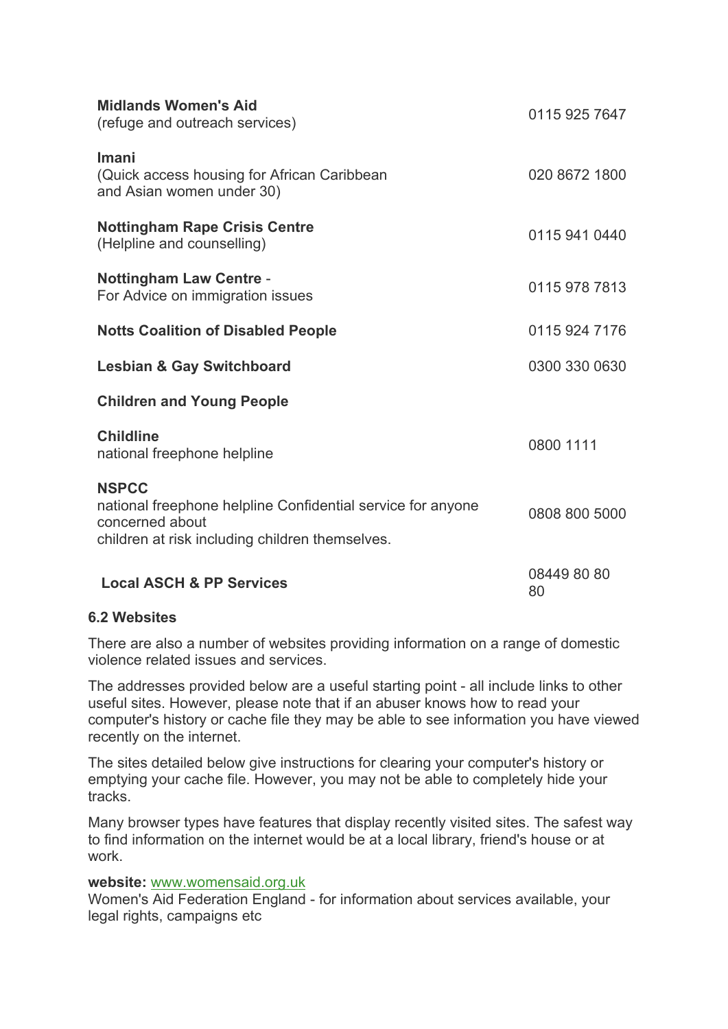| | |
|---|---|
| **Midlands Women's Aid**<br>(refuge and outreach services) | 0115 925 7647 |
| **Imani**<br>(Quick access housing for African Caribbean and Asian women under 30) | 020 8672 1800 |
| **Nottingham Rape Crisis Centre**<br>(Helpline and counselling) | 0115 941 0440 |
| **Nottingham Law Centre** -<br>For Advice on immigration issues | 0115 978 7813 |
| **Notts Coalition of Disabled People** | 0115 924 7176 |
| **Lesbian & Gay Switchboard** | 0300 330 0630 |
| **Children and Young People** | |
| **Childline**<br>national freephone helpline | 0800 1111 |
| **NSPCC**<br>national freephone helpline Confidential service for anyone concerned about children at risk including children themselves. | 0808 800 5000 |
| **Local ASCH & PP Services** | 08449 80 80 80 |

**6.2 Websites**

There are also a number of websites providing information on a range of domestic violence related issues and services.

The addresses provided below are a useful starting point - all include links to other useful sites. However, please note that if an abuser knows how to read your computer's history or cache file they may be able to see information you have viewed recently on the internet.

The sites detailed below give instructions for clearing your computer's history or emptying your cache file. However, you may not be able to completely hide your tracks.

Many browser types have features that display recently visited sites. The safest way to find information on the internet would be at a local library, friend's house or at work.

**website:** www.womensaid.org.uk
Women's Aid Federation England - for information about services available, your legal rights, campaigns etc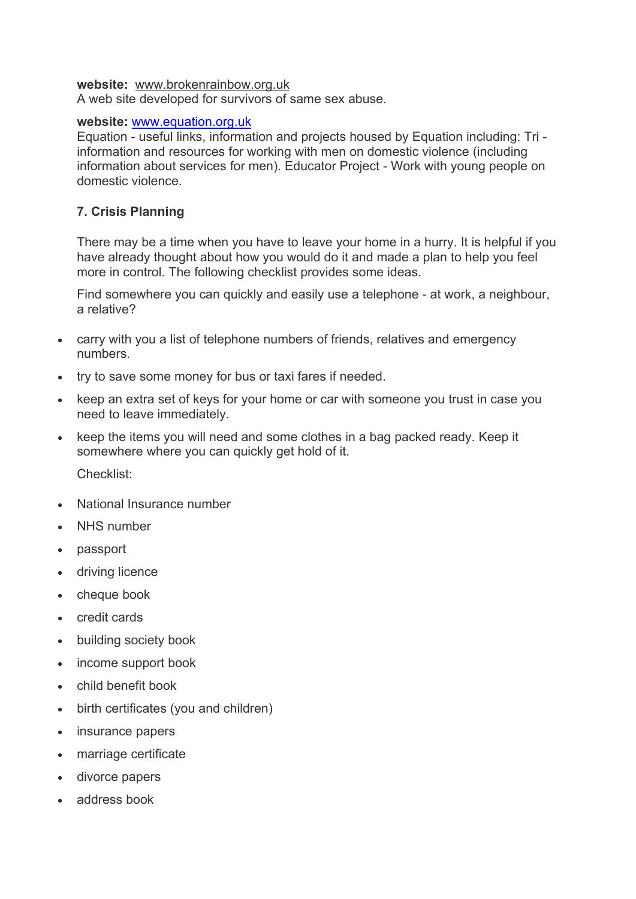**website:** www.brokenrainbow.org.uk
A web site developed for survivors of same sex abuse.

**website:** www.equation.org.uk
Equation - useful links, information and projects housed by Equation including: Tri - information and resources for working with men on domestic violence (including information about services for men). Educator Project - Work with young people on domestic violence.

### 7. Crisis Planning

There may be a time when you have to leave your home in a hurry. It is helpful if you have already thought about how you would do it and made a plan to help you feel more in control. The following checklist provides some ideas.

Find somewhere you can quickly and easily use a telephone - at work, a neighbour, a relative?

- carry with you a list of telephone numbers of friends, relatives and emergency numbers.
- try to save some money for bus or taxi fares if needed.
- keep an extra set of keys for your home or car with someone you trust in case you need to leave immediately.
- keep the items you will need and some clothes in a bag packed ready. Keep it somewhere where you can quickly get hold of it.

Checklist:

- National Insurance number
- NHS number
- passport
- driving licence
- cheque book
- credit cards
- building society book
- income support book
- child benefit book
- birth certificates (you and children)
- insurance papers
- marriage certificate
- divorce papers
- address book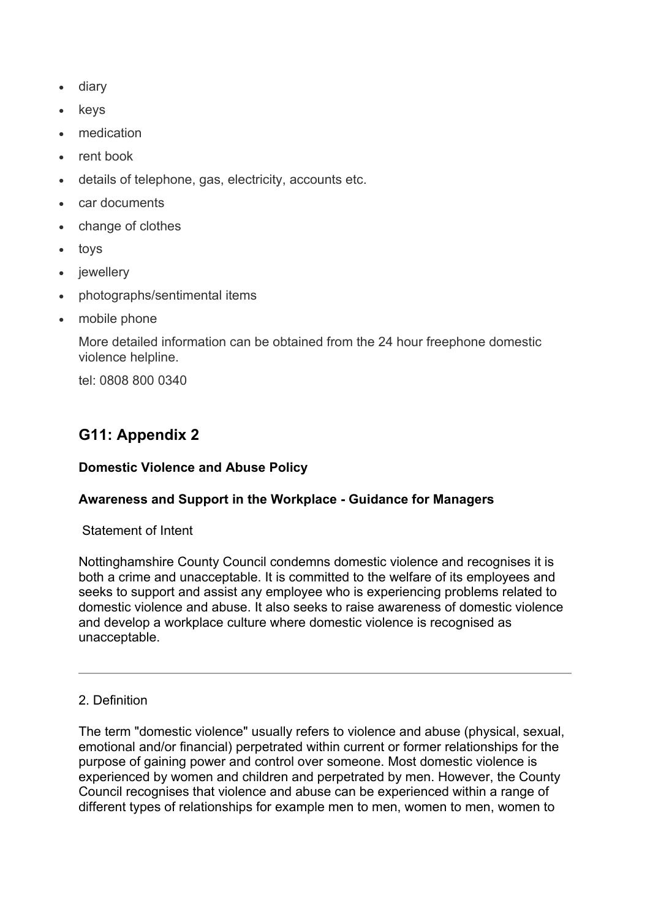- diary
- keys
- medication
- rent book
- details of telephone, gas, electricity, accounts etc.
- car documents
- change of clothes
- toys
- jewellery
- photographs/sentimental items
- mobile phone

  More detailed information can be obtained from the 24 hour freephone domestic violence helpline.

  tel: 0808 800 0340

## G11: Appendix 2

**Domestic Violence and Abuse Policy**

**Awareness and Support in the Workplace - Guidance for Managers**

Statement of Intent

Nottinghamshire County Council condemns domestic violence and recognises it is both a crime and unacceptable. It is committed to the welfare of its employees and seeks to support and assist any employee who is experiencing problems related to domestic violence and abuse. It also seeks to raise awareness of domestic violence and develop a workplace culture where domestic violence is recognised as unacceptable.

---

2. Definition

The term "domestic violence" usually refers to violence and abuse (physical, sexual, emotional and/or financial) perpetrated within current or former relationships for the purpose of gaining power and control over someone. Most domestic violence is experienced by women and children and perpetrated by men. However, the County Council recognises that violence and abuse can be experienced within a range of different types of relationships for example men to men, women to men, women to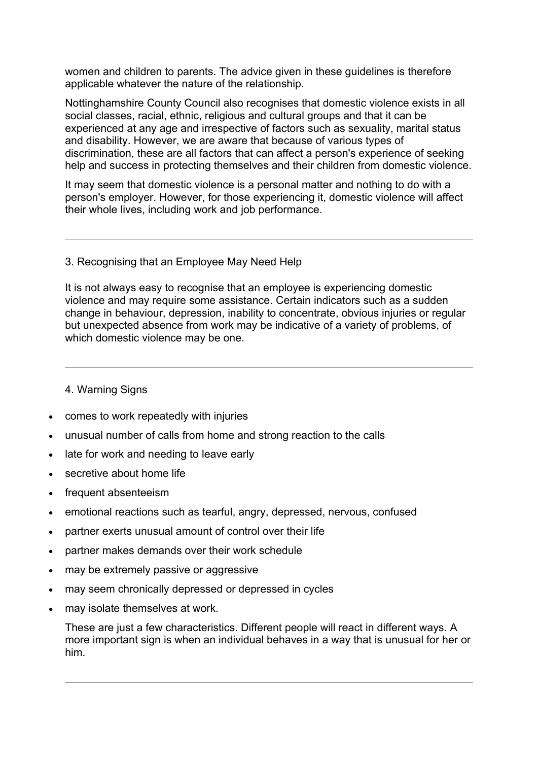women and children to parents. The advice given in these guidelines is therefore applicable whatever the nature of the relationship.

Nottinghamshire County Council also recognises that domestic violence exists in all social classes, racial, ethnic, religious and cultural groups and that it can be experienced at any age and irrespective of factors such as sexuality, marital status and disability. However, we are aware that because of various types of discrimination, these are all factors that can affect a person's experience of seeking help and success in protecting themselves and their children from domestic violence.

It may seem that domestic violence is a personal matter and nothing to do with a person's employer. However, for those experiencing it, domestic violence will affect their whole lives, including work and job performance.

---

## 3. Recognising that an Employee May Need Help

It is not always easy to recognise that an employee is experiencing domestic violence and may require some assistance. Certain indicators such as a sudden change in behaviour, depression, inability to concentrate, obvious injuries or regular but unexpected absence from work may be indicative of a variety of problems, of which domestic violence may be one.

---

## 4. Warning Signs

- comes to work repeatedly with injuries
- unusual number of calls from home and strong reaction to the calls
- late for work and needing to leave early
- secretive about home life
- frequent absenteeism
- emotional reactions such as tearful, angry, depressed, nervous, confused
- partner exerts unusual amount of control over their life
- partner makes demands over their work schedule
- may be extremely passive or aggressive
- may seem chronically depressed or depressed in cycles
- may isolate themselves at work.

These are just a few characteristics. Different people will react in different ways. A more important sign is when an individual behaves in a way that is unusual for her or him.

---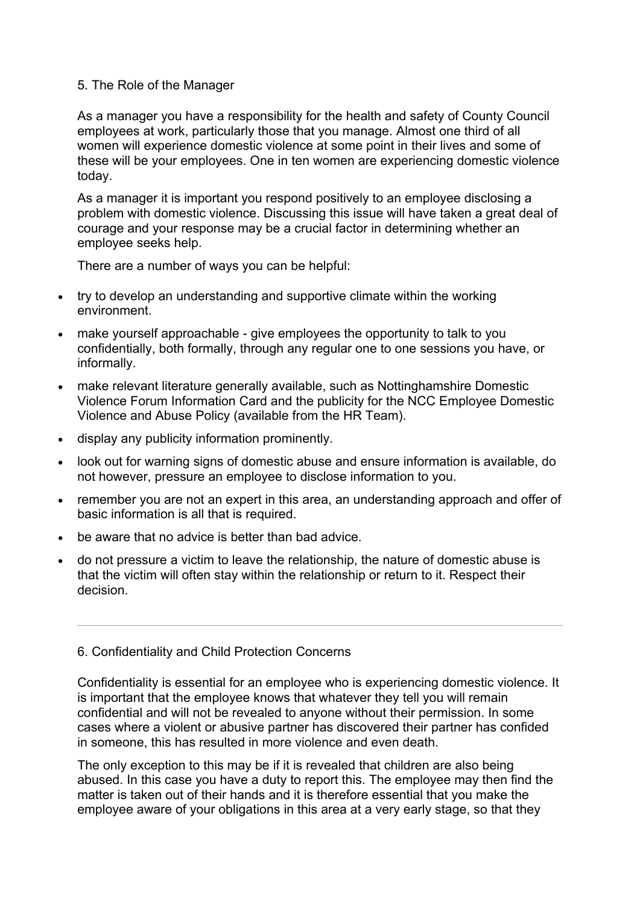## 5. The Role of the Manager

As a manager you have a responsibility for the health and safety of County Council employees at work, particularly those that you manage. Almost one third of all women will experience domestic violence at some point in their lives and some of these will be your employees. One in ten women are experiencing domestic violence today.

As a manager it is important you respond positively to an employee disclosing a problem with domestic violence. Discussing this issue will have taken a great deal of courage and your response may be a crucial factor in determining whether an employee seeks help.

There are a number of ways you can be helpful:

- try to develop an understanding and supportive climate within the working environment.
- make yourself approachable - give employees the opportunity to talk to you confidentially, both formally, through any regular one to one sessions you have, or informally.
- make relevant literature generally available, such as Nottinghamshire Domestic Violence Forum Information Card and the publicity for the NCC Employee Domestic Violence and Abuse Policy (available from the HR Team).
- display any publicity information prominently.
- look out for warning signs of domestic abuse and ensure information is available, do not however, pressure an employee to disclose information to you.
- remember you are not an expert in this area, an understanding approach and offer of basic information is all that is required.
- be aware that no advice is better than bad advice.
- do not pressure a victim to leave the relationship, the nature of domestic abuse is that the victim will often stay within the relationship or return to it. Respect their decision.

---

## 6. Confidentiality and Child Protection Concerns

Confidentiality is essential for an employee who is experiencing domestic violence. It is important that the employee knows that whatever they tell you will remain confidential and will not be revealed to anyone without their permission. In some cases where a violent or abusive partner has discovered their partner has confided in someone, this has resulted in more violence and even death.

The only exception to this may be if it is revealed that children are also being abused. In this case you have a duty to report this. The employee may then find the matter is taken out of their hands and it is therefore essential that you make the employee aware of your obligations in this area at a very early stage, so that they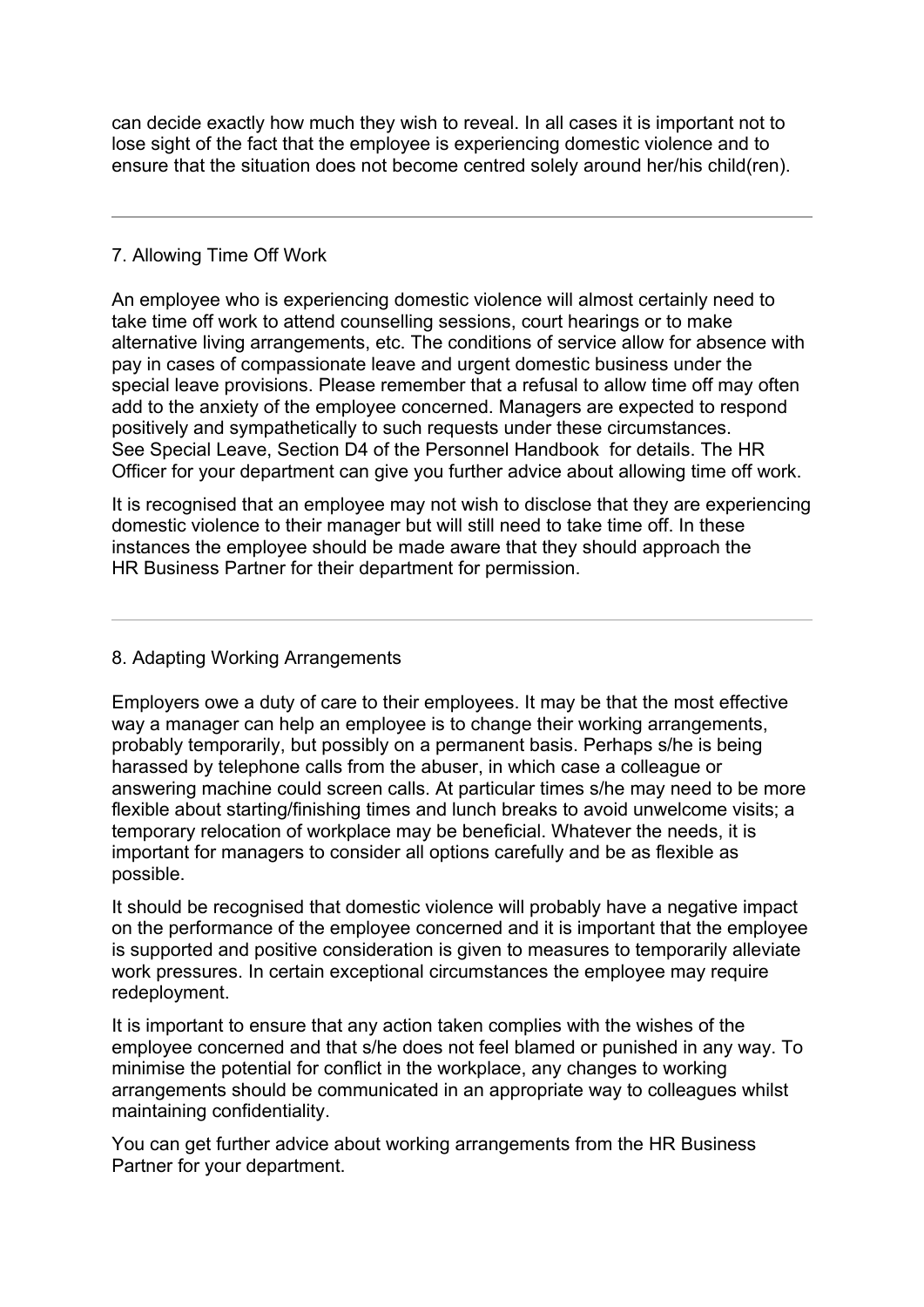can decide exactly how much they wish to reveal. In all cases it is important not to lose sight of the fact that the employee is experiencing domestic violence and to ensure that the situation does not become centred solely around her/his child(ren).

---

## 7. Allowing Time Off Work

An employee who is experiencing domestic violence will almost certainly need to take time off work to attend counselling sessions, court hearings or to make alternative living arrangements, etc. The conditions of service allow for absence with pay in cases of compassionate leave and urgent domestic business under the special leave provisions. Please remember that a refusal to allow time off may often add to the anxiety of the employee concerned. Managers are expected to respond positively and sympathetically to such requests under these circumstances. See Special Leave, Section D4 of the Personnel Handbook for details. The HR Officer for your department can give you further advice about allowing time off work.

It is recognised that an employee may not wish to disclose that they are experiencing domestic violence to their manager but will still need to take time off. In these instances the employee should be made aware that they should approach the HR Business Partner for their department for permission.

---

## 8. Adapting Working Arrangements

Employers owe a duty of care to their employees. It may be that the most effective way a manager can help an employee is to change their working arrangements, probably temporarily, but possibly on a permanent basis. Perhaps s/he is being harassed by telephone calls from the abuser, in which case a colleague or answering machine could screen calls. At particular times s/he may need to be more flexible about starting/finishing times and lunch breaks to avoid unwelcome visits; a temporary relocation of workplace may be beneficial. Whatever the needs, it is important for managers to consider all options carefully and be as flexible as possible.

It should be recognised that domestic violence will probably have a negative impact on the performance of the employee concerned and it is important that the employee is supported and positive consideration is given to measures to temporarily alleviate work pressures. In certain exceptional circumstances the employee may require redeployment.

It is important to ensure that any action taken complies with the wishes of the employee concerned and that s/he does not feel blamed or punished in any way. To minimise the potential for conflict in the workplace, any changes to working arrangements should be communicated in an appropriate way to colleagues whilst maintaining confidentiality.

You can get further advice about working arrangements from the HR Business Partner for your department.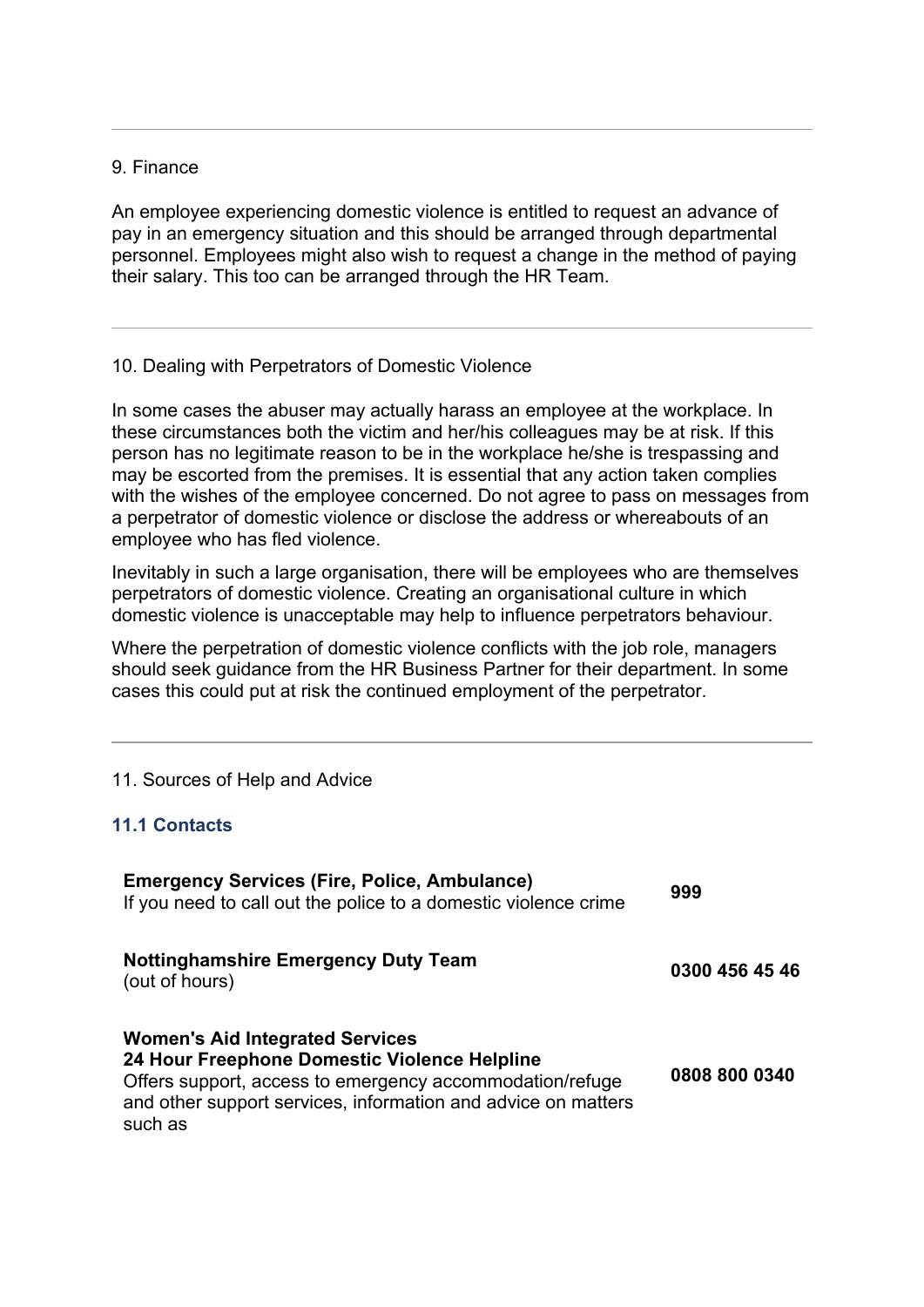## 9. Finance

An employee experiencing domestic violence is entitled to request an advance of pay in an emergency situation and this should be arranged through departmental personnel. Employees might also wish to request a change in the method of paying their salary. This too can be arranged through the HR Team.

---

## 10. Dealing with Perpetrators of Domestic Violence

In some cases the abuser may actually harass an employee at the workplace. In these circumstances both the victim and her/his colleagues may be at risk. If this person has no legitimate reason to be in the workplace he/she is trespassing and may be escorted from the premises. It is essential that any action taken complies with the wishes of the employee concerned. Do not agree to pass on messages from a perpetrator of domestic violence or disclose the address or whereabouts of an employee who has fled violence.

Inevitably in such a large organisation, there will be employees who are themselves perpetrators of domestic violence. Creating an organisational culture in which domestic violence is unacceptable may help to influence perpetrators behaviour.

Where the perpetration of domestic violence conflicts with the job role, managers should seek guidance from the HR Business Partner for their department. In some cases this could put at risk the continued employment of the perpetrator.

---

## 11. Sources of Help and Advice

### 11.1 Contacts

| | |
|---|---|
| **Emergency Services (Fire, Police, Ambulance)**<br>If you need to call out the police to a domestic violence crime | **999** |
| **Nottinghamshire Emergency Duty Team**<br>(out of hours) | **0300 456 45 46** |
| **Women's Aid Integrated Services**<br>**24 Hour Freephone Domestic Violence Helpline**<br>Offers support, access to emergency accommodation/refuge and other support services, information and advice on matters such as | **0808 800 0340** |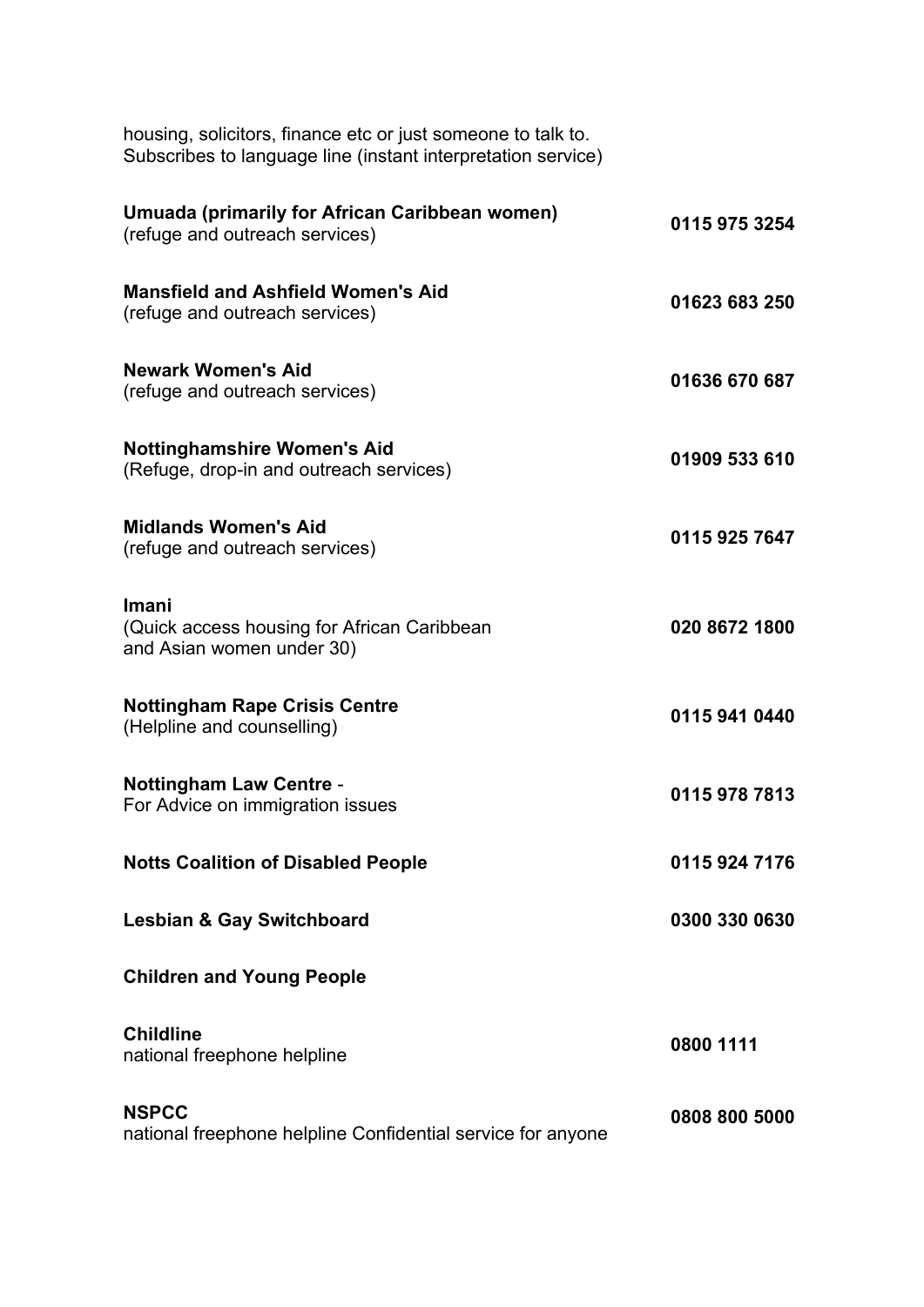housing, solicitors, finance etc or just someone to talk to.
Subscribes to language line (instant interpretation service)

**Umuada (primarily for African Caribbean women)**
(refuge and outreach services) **0115 975 3254**

**Mansfield and Ashfield Women's Aid**
(refuge and outreach services) **01623 683 250**

**Newark Women's Aid**
(refuge and outreach services) **01636 670 687**

**Nottinghamshire Women's Aid**
(Refuge, drop-in and outreach services) **01909 533 610**

**Midlands Women's Aid**
(refuge and outreach services) **0115 925 7647**

**Imani**
(Quick access housing for African Caribbean and Asian women under 30) **020 8672 1800**

**Nottingham Rape Crisis Centre**
(Helpline and counselling) **0115 941 0440**

**Nottingham Law Centre** -
For Advice on immigration issues **0115 978 7813**

**Notts Coalition of Disabled People** **0115 924 7176**

**Lesbian & Gay Switchboard** **0300 330 0630**

**Children and Young People**

**Childline**
national freephone helpline **0800 1111**

**NSPCC**
national freephone helpline Confidential service for anyone **0808 800 5000**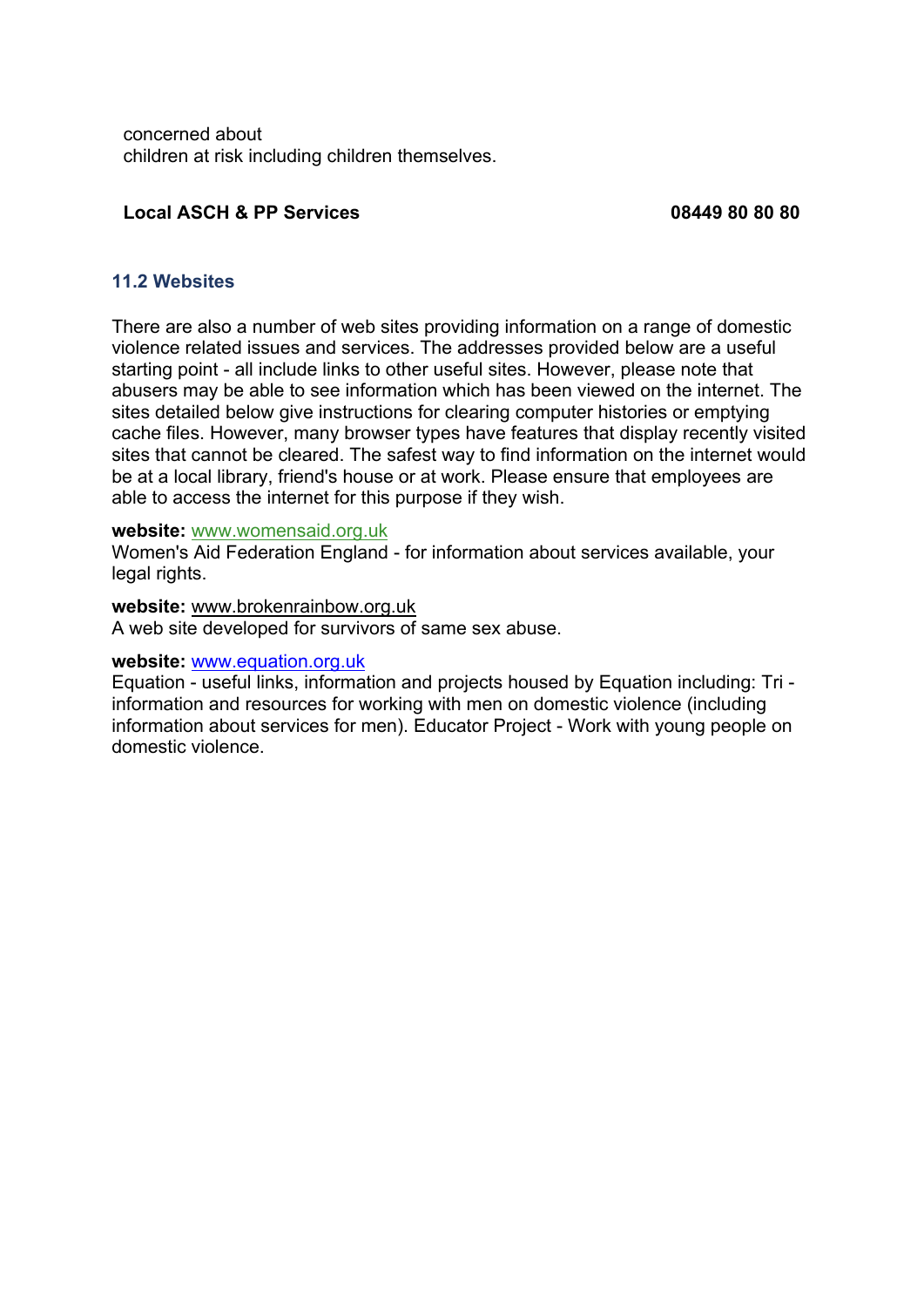concerned about
children at risk including children themselves.

**Local ASCH & PP Services** **08449 80 80 80**

### 11.2 Websites

There are also a number of web sites providing information on a range of domestic violence related issues and services. The addresses provided below are a useful starting point - all include links to other useful sites. However, please note that abusers may be able to see information which has been viewed on the internet. The sites detailed below give instructions for clearing computer histories or emptying cache files. However, many browser types have features that display recently visited sites that cannot be cleared. The safest way to find information on the internet would be at a local library, friend's house or at work. Please ensure that employees are able to access the internet for this purpose if they wish.

**website:** www.womensaid.org.uk
Women's Aid Federation England - for information about services available, your legal rights.

**website:** www.brokenrainbow.org.uk
A web site developed for survivors of same sex abuse.

**website:** www.equation.org.uk
Equation - useful links, information and projects housed by Equation including: Tri - information and resources for working with men on domestic violence (including information about services for men). Educator Project - Work with young people on domestic violence.